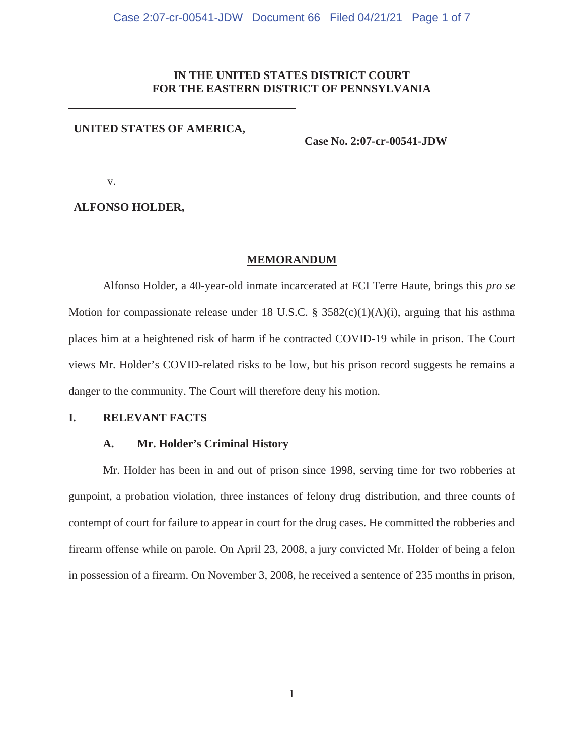**IN THE UNITED STATES DISTRICT COURT**
**FOR THE EASTERN DISTRICT OF PENNSYLVANIA**

| | |
|---|---|
| **UNITED STATES OF AMERICA,** <br><br> v. <br><br> **ALFONSO HOLDER,** | **Case No. 2:07-cr-00541-JDW** |

# MEMORANDUM

Alfonso Holder, a 40-year-old inmate incarcerated at FCI Terre Haute, brings this *pro se* Motion for compassionate release under 18 U.S.C. § 3582(c)(1)(A)(i), arguing that his asthma places him at a heightened risk of harm if he contracted COVID-19 while in prison. The Court views Mr. Holder's COVID-related risks to be low, but his prison record suggests he remains a danger to the community. The Court will therefore deny his motion.

## I. RELEVANT FACTS

### A. Mr. Holder's Criminal History

Mr. Holder has been in and out of prison since 1998, serving time for two robberies at gunpoint, a probation violation, three instances of felony drug distribution, and three counts of contempt of court for failure to appear in court for the drug cases. He committed the robberies and firearm offense while on parole. On April 23, 2008, a jury convicted Mr. Holder of being a felon in possession of a firearm. On November 3, 2008, he received a sentence of 235 months in prison,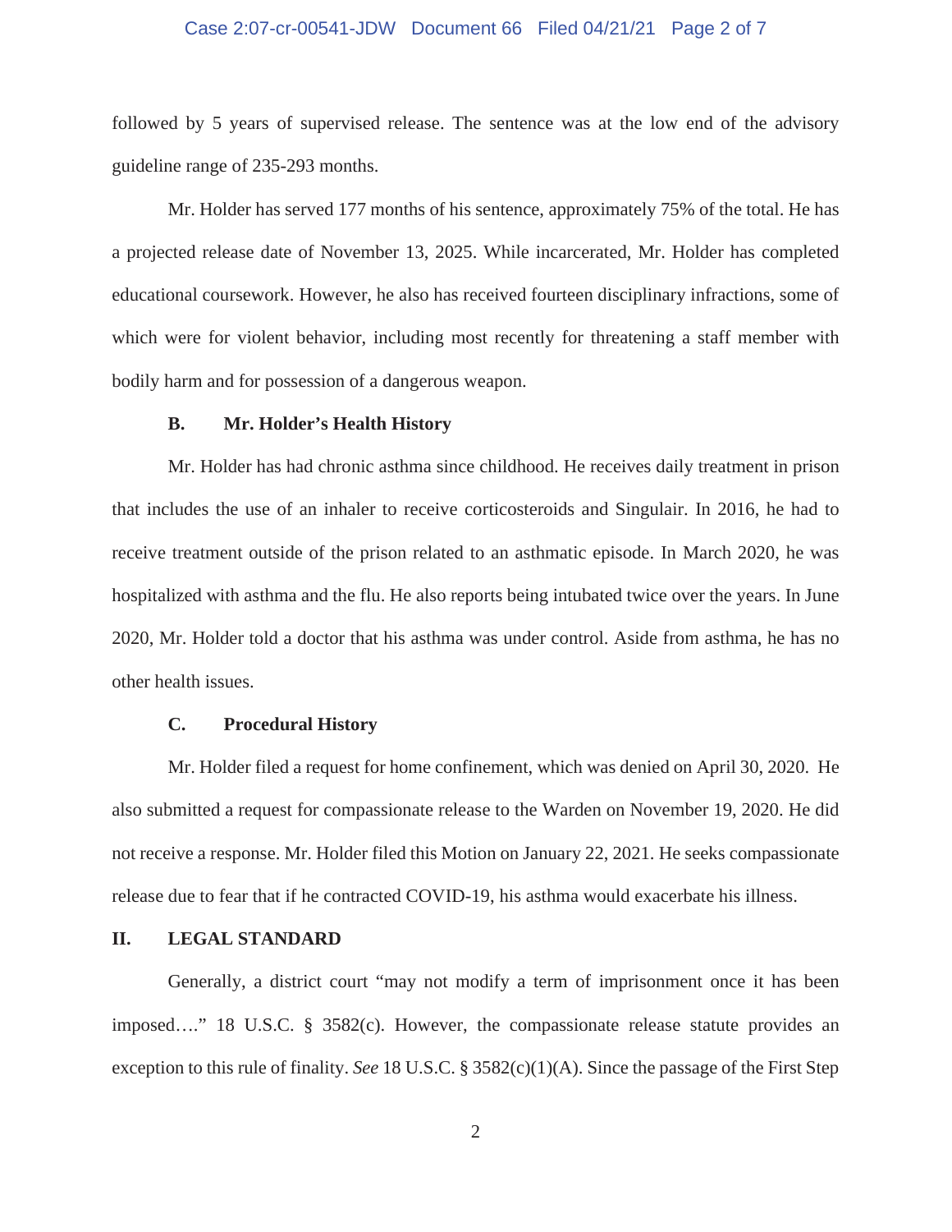followed by 5 years of supervised release. The sentence was at the low end of the advisory guideline range of 235-293 months.

Mr. Holder has served 177 months of his sentence, approximately 75% of the total. He has a projected release date of November 13, 2025. While incarcerated, Mr. Holder has completed educational coursework. However, he also has received fourteen disciplinary infractions, some of which were for violent behavior, including most recently for threatening a staff member with bodily harm and for possession of a dangerous weapon.

### B. Mr. Holder's Health History

Mr. Holder has had chronic asthma since childhood. He receives daily treatment in prison that includes the use of an inhaler to receive corticosteroids and Singulair. In 2016, he had to receive treatment outside of the prison related to an asthmatic episode. In March 2020, he was hospitalized with asthma and the flu. He also reports being intubated twice over the years. In June 2020, Mr. Holder told a doctor that his asthma was under control. Aside from asthma, he has no other health issues.

### C. Procedural History

Mr. Holder filed a request for home confinement, which was denied on April 30, 2020. He also submitted a request for compassionate release to the Warden on November 19, 2020. He did not receive a response. Mr. Holder filed this Motion on January 22, 2021. He seeks compassionate release due to fear that if he contracted COVID-19, his asthma would exacerbate his illness.

## II. LEGAL STANDARD

Generally, a district court "may not modify a term of imprisonment once it has been imposed…." 18 U.S.C. § 3582(c). However, the compassionate release statute provides an exception to this rule of finality. *See* 18 U.S.C. § 3582(c)(1)(A). Since the passage of the First Step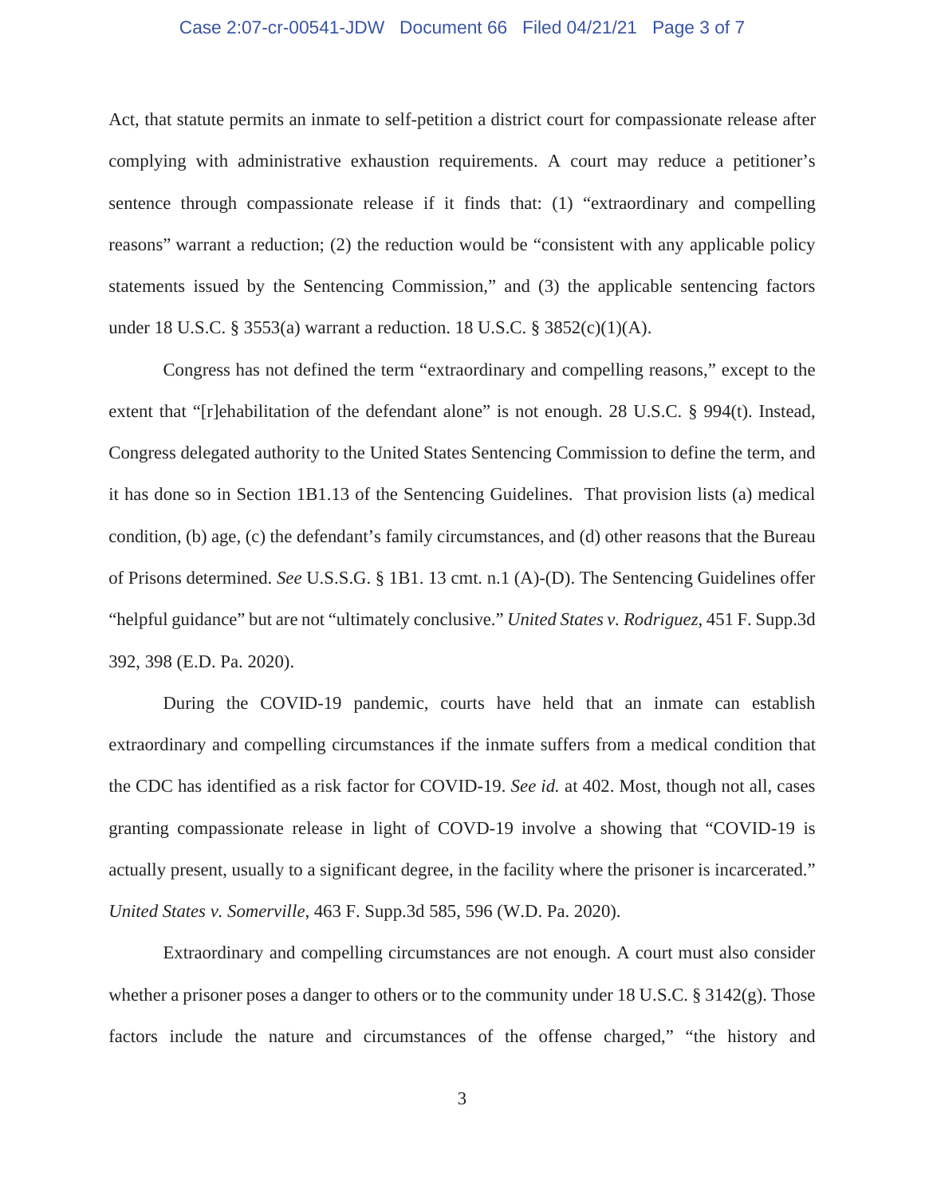Act, that statute permits an inmate to self-petition a district court for compassionate release after complying with administrative exhaustion requirements. A court may reduce a petitioner's sentence through compassionate release if it finds that: (1) "extraordinary and compelling reasons" warrant a reduction; (2) the reduction would be "consistent with any applicable policy statements issued by the Sentencing Commission," and (3) the applicable sentencing factors under 18 U.S.C. § 3553(a) warrant a reduction. 18 U.S.C. § 3852(c)(1)(A).

Congress has not defined the term "extraordinary and compelling reasons," except to the extent that "[r]ehabilitation of the defendant alone" is not enough. 28 U.S.C. § 994(t). Instead, Congress delegated authority to the United States Sentencing Commission to define the term, and it has done so in Section 1B1.13 of the Sentencing Guidelines. That provision lists (a) medical condition, (b) age, (c) the defendant's family circumstances, and (d) other reasons that the Bureau of Prisons determined. *See* U.S.S.G. § 1B1. 13 cmt. n.1 (A)-(D). The Sentencing Guidelines offer "helpful guidance" but are not "ultimately conclusive." *United States v. Rodriguez*, 451 F. Supp.3d 392, 398 (E.D. Pa. 2020).

During the COVID-19 pandemic, courts have held that an inmate can establish extraordinary and compelling circumstances if the inmate suffers from a medical condition that the CDC has identified as a risk factor for COVID-19. *See id.* at 402. Most, though not all, cases granting compassionate release in light of COVD-19 involve a showing that "COVID-19 is actually present, usually to a significant degree, in the facility where the prisoner is incarcerated." *United States v. Somerville*, 463 F. Supp.3d 585, 596 (W.D. Pa. 2020).

Extraordinary and compelling circumstances are not enough. A court must also consider whether a prisoner poses a danger to others or to the community under 18 U.S.C. § 3142(g). Those factors include the nature and circumstances of the offense charged," "the history and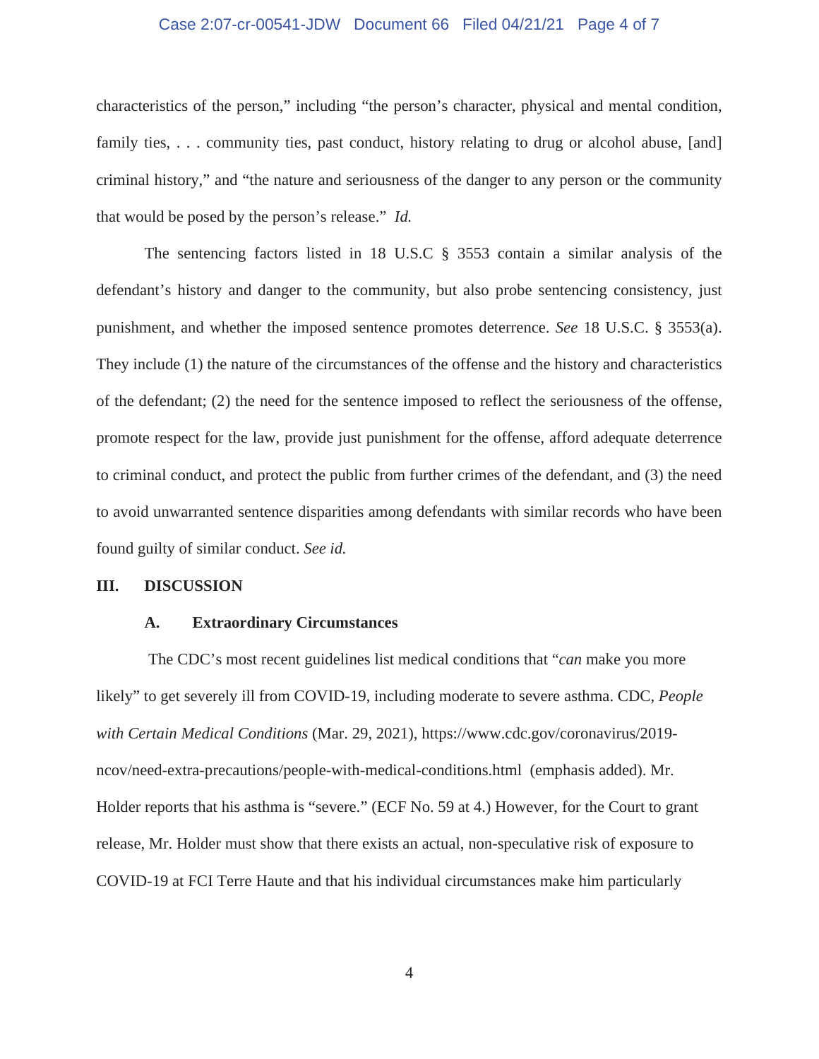characteristics of the person," including "the person's character, physical and mental condition, family ties, . . . community ties, past conduct, history relating to drug or alcohol abuse, [and] criminal history," and "the nature and seriousness of the danger to any person or the community that would be posed by the person's release." *Id.*

The sentencing factors listed in 18 U.S.C § 3553 contain a similar analysis of the defendant's history and danger to the community, but also probe sentencing consistency, just punishment, and whether the imposed sentence promotes deterrence. *See* 18 U.S.C. § 3553(a). They include (1) the nature of the circumstances of the offense and the history and characteristics of the defendant; (2) the need for the sentence imposed to reflect the seriousness of the offense, promote respect for the law, provide just punishment for the offense, afford adequate deterrence to criminal conduct, and protect the public from further crimes of the defendant, and (3) the need to avoid unwarranted sentence disparities among defendants with similar records who have been found guilty of similar conduct. *See id.*

## III. DISCUSSION

### A. Extraordinary Circumstances

The CDC's most recent guidelines list medical conditions that "*can* make you more likely" to get severely ill from COVID-19, including moderate to severe asthma. CDC, *People with Certain Medical Conditions* (Mar. 29, 2021), https://www.cdc.gov/coronavirus/2019-ncov/need-extra-precautions/people-with-medical-conditions.html (emphasis added). Mr. Holder reports that his asthma is "severe." (ECF No. 59 at 4.) However, for the Court to grant release, Mr. Holder must show that there exists an actual, non-speculative risk of exposure to COVID-19 at FCI Terre Haute and that his individual circumstances make him particularly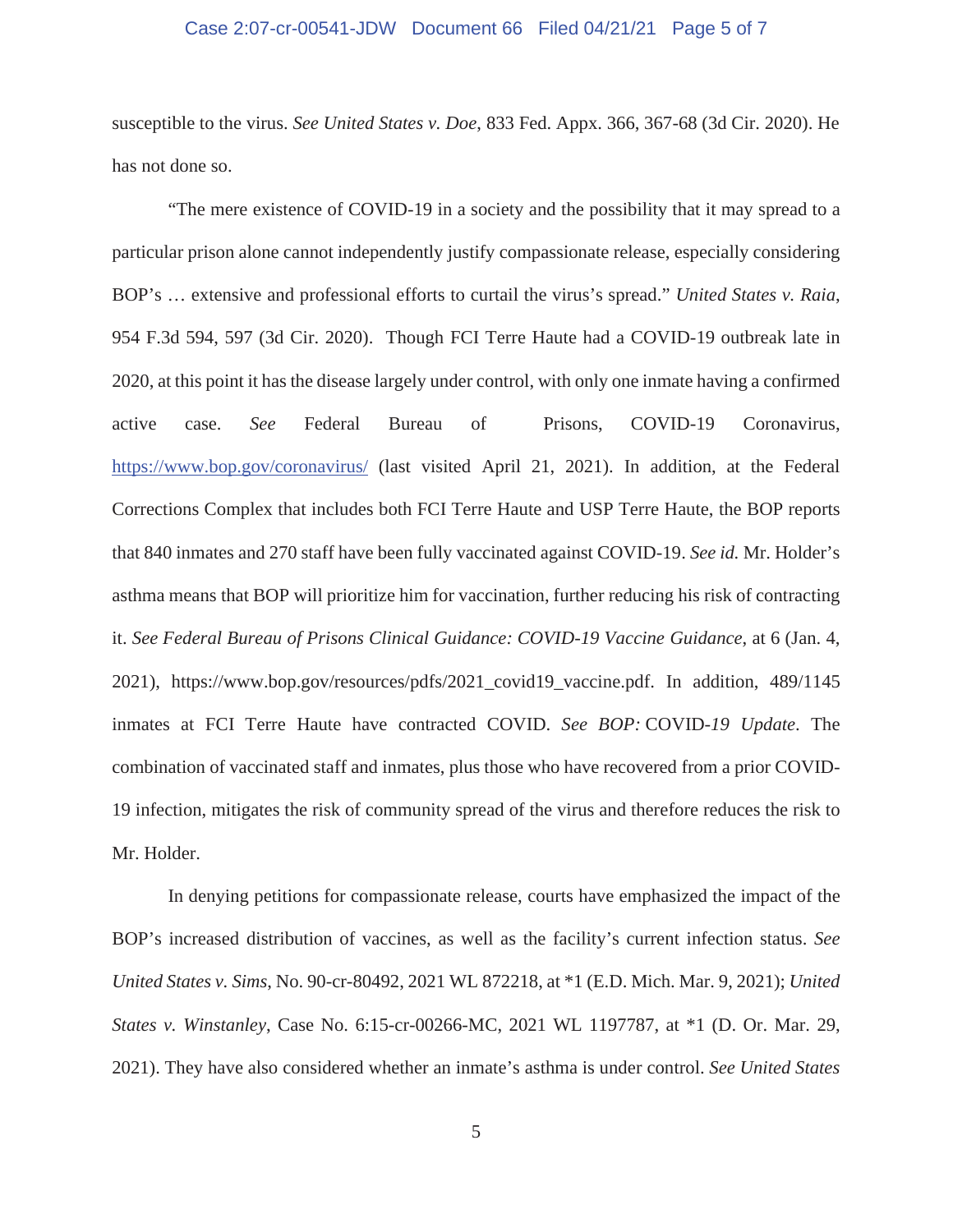susceptible to the virus. *See United States v. Doe*, 833 Fed. Appx. 366, 367-68 (3d Cir. 2020). He has not done so.

"The mere existence of COVID-19 in a society and the possibility that it may spread to a particular prison alone cannot independently justify compassionate release, especially considering BOP's … extensive and professional efforts to curtail the virus's spread." *United States v. Raia*, 954 F.3d 594, 597 (3d Cir. 2020). Though FCI Terre Haute had a COVID-19 outbreak late in 2020, at this point it has the disease largely under control, with only one inmate having a confirmed active case. *See* Federal Bureau of Prisons, COVID-19 Coronavirus, https://www.bop.gov/coronavirus/ (last visited April 21, 2021). In addition, at the Federal Corrections Complex that includes both FCI Terre Haute and USP Terre Haute, the BOP reports that 840 inmates and 270 staff have been fully vaccinated against COVID-19. *See id.* Mr. Holder's asthma means that BOP will prioritize him for vaccination, further reducing his risk of contracting it. *See Federal Bureau of Prisons Clinical Guidance: COVID-19 Vaccine Guidance*, at 6 (Jan. 4, 2021), https://www.bop.gov/resources/pdfs/2021_covid19_vaccine.pdf. In addition, 489/1145 inmates at FCI Terre Haute have contracted COVID. *See BOP:* COVID-*19 Update*. The combination of vaccinated staff and inmates, plus those who have recovered from a prior COVID-19 infection, mitigates the risk of community spread of the virus and therefore reduces the risk to Mr. Holder.

In denying petitions for compassionate release, courts have emphasized the impact of the BOP's increased distribution of vaccines, as well as the facility's current infection status. *See United States v. Sims*, No. 90-cr-80492, 2021 WL 872218, at *1 (E.D. Mich. Mar. 9, 2021); *United States v. Winstanley*, Case No. 6:15-cr-00266-MC, 2021 WL 1197787, at *1 (D. Or. Mar. 29, 2021). They have also considered whether an inmate's asthma is under control. *See United States*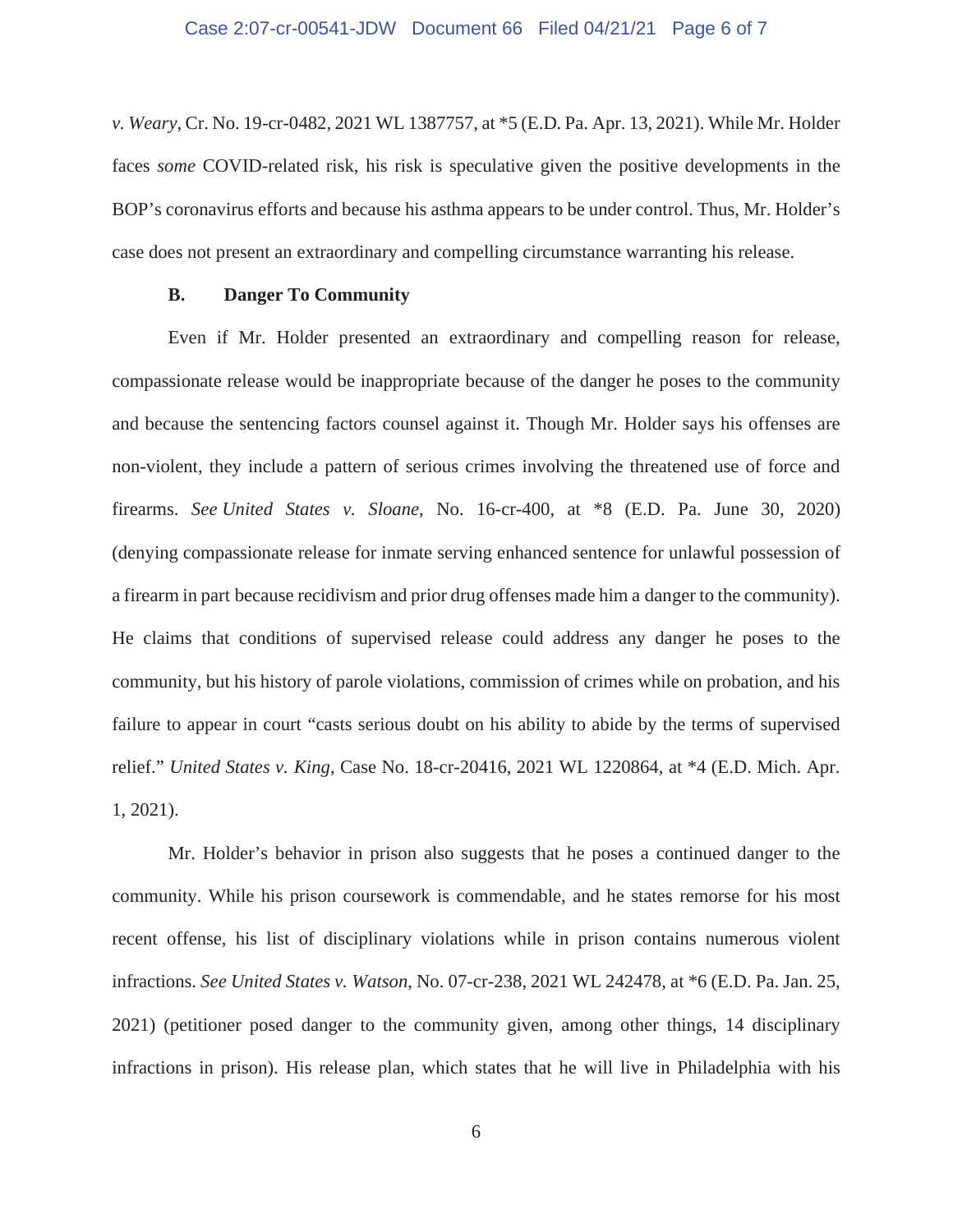*v. Weary*, Cr. No. 19-cr-0482, 2021 WL 1387757, at *5 (E.D. Pa. Apr. 13, 2021). While Mr. Holder faces *some* COVID-related risk, his risk is speculative given the positive developments in the BOP's coronavirus efforts and because his asthma appears to be under control. Thus, Mr. Holder's case does not present an extraordinary and compelling circumstance warranting his release.

### B. Danger To Community

Even if Mr. Holder presented an extraordinary and compelling reason for release, compassionate release would be inappropriate because of the danger he poses to the community and because the sentencing factors counsel against it. Though Mr. Holder says his offenses are non-violent, they include a pattern of serious crimes involving the threatened use of force and firearms. *See United States v. Sloane*, No. 16-cr-400, at *8 (E.D. Pa. June 30, 2020) (denying compassionate release for inmate serving enhanced sentence for unlawful possession of a firearm in part because recidivism and prior drug offenses made him a danger to the community). He claims that conditions of supervised release could address any danger he poses to the community, but his history of parole violations, commission of crimes while on probation, and his failure to appear in court "casts serious doubt on his ability to abide by the terms of supervised relief." *United States v. King*, Case No. 18-cr-20416, 2021 WL 1220864, at *4 (E.D. Mich. Apr. 1, 2021).

Mr. Holder's behavior in prison also suggests that he poses a continued danger to the community. While his prison coursework is commendable, and he states remorse for his most recent offense, his list of disciplinary violations while in prison contains numerous violent infractions. *See United States v. Watson*, No. 07-cr-238, 2021 WL 242478, at *6 (E.D. Pa. Jan. 25, 2021) (petitioner posed danger to the community given, among other things, 14 disciplinary infractions in prison). His release plan, which states that he will live in Philadelphia with his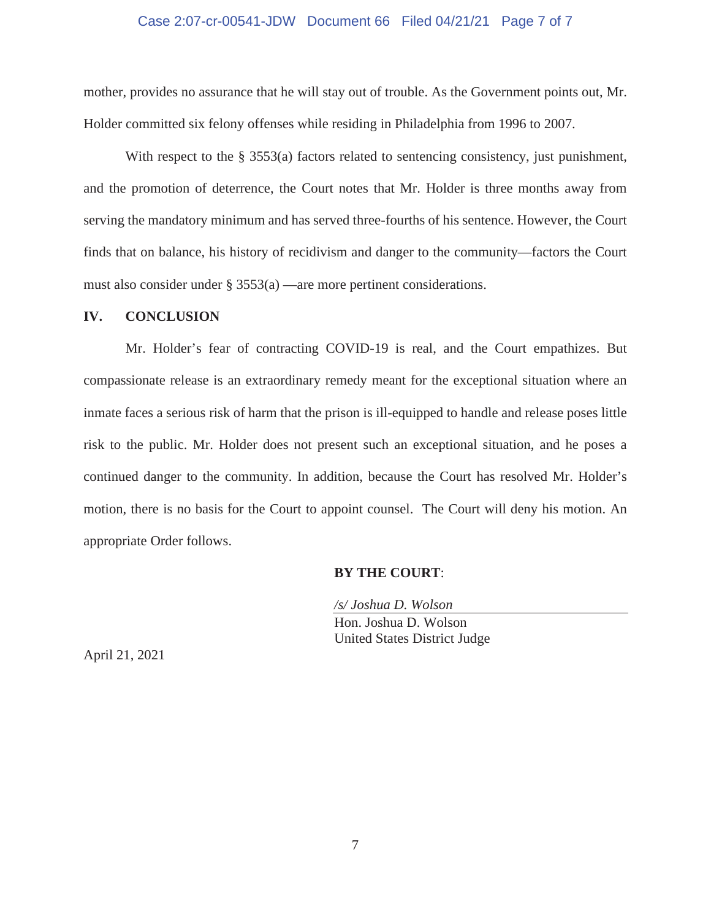mother, provides no assurance that he will stay out of trouble. As the Government points out, Mr. Holder committed six felony offenses while residing in Philadelphia from 1996 to 2007.

With respect to the § 3553(a) factors related to sentencing consistency, just punishment, and the promotion of deterrence, the Court notes that Mr. Holder is three months away from serving the mandatory minimum and has served three-fourths of his sentence. However, the Court finds that on balance, his history of recidivism and danger to the community—factors the Court must also consider under § 3553(a) —are more pertinent considerations.

## IV. CONCLUSION

Mr. Holder's fear of contracting COVID-19 is real, and the Court empathizes. But compassionate release is an extraordinary remedy meant for the exceptional situation where an inmate faces a serious risk of harm that the prison is ill-equipped to handle and release poses little risk to the public. Mr. Holder does not present such an exceptional situation, and he poses a continued danger to the community. In addition, because the Court has resolved Mr. Holder's motion, there is no basis for the Court to appoint counsel. The Court will deny his motion. An appropriate Order follows.

**BY THE COURT**:

*/s/ Joshua D. Wolson*
Hon. Joshua D. Wolson
United States District Judge

April 21, 2021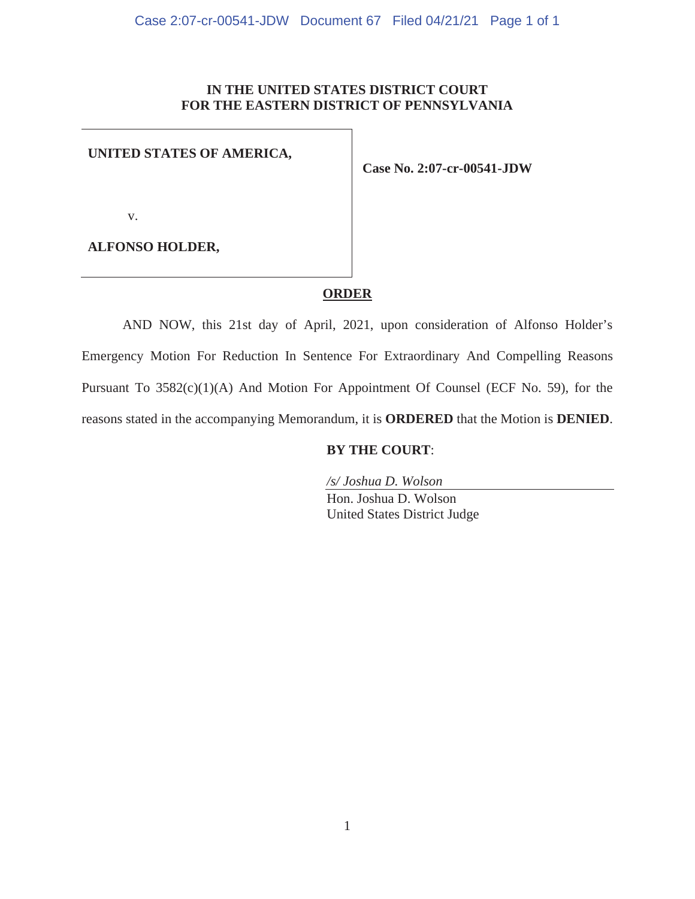**IN THE UNITED STATES DISTRICT COURT**
**FOR THE EASTERN DISTRICT OF PENNSYLVANIA**

| | |
|---|---|
| **UNITED STATES OF AMERICA,**<br><br>v.<br><br>**ALFONSO HOLDER,** | **Case No. 2:07-cr-00541-JDW** |

**ORDER**

AND NOW, this 21st day of April, 2021, upon consideration of Alfonso Holder's Emergency Motion For Reduction In Sentence For Extraordinary And Compelling Reasons Pursuant To 3582(c)(1)(A) And Motion For Appointment Of Counsel (ECF No. 59), for the reasons stated in the accompanying Memorandum, it is **ORDERED** that the Motion is **DENIED**.

**BY THE COURT**:

*/s/ Joshua D. Wolson*
Hon. Joshua D. Wolson
United States District Judge